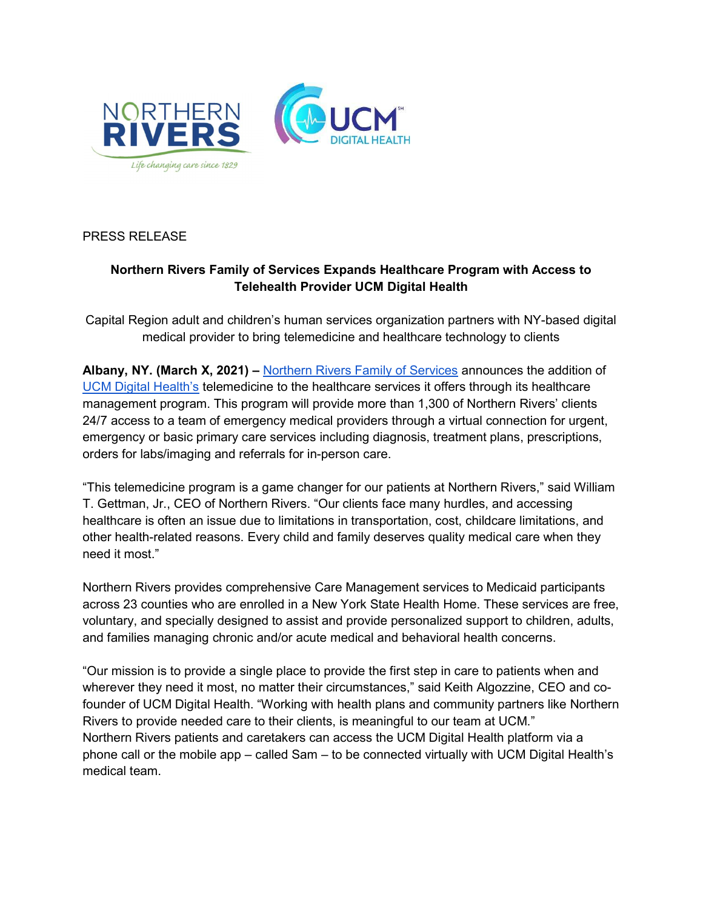PRESS RELEASE

**Northern Rivers Family of Services Expands Healthcare Program with Access to Telehealth Provider UCM Digital Health**

Capital Region adult and children's human services organization partners with NY-based digital medical provider to bring telemedicine and healthcare technology to clients

**Albany, NY. (March X, 2021) –** Northern Rivers Family of Services announces the addition of UCM Digital Health's telemedicine to the healthcare services it offers through its healthcare management program. This program will provide more than 1,300 of Northern Rivers' clients 24/7 access to a team of emergency medical providers through a virtual connection for urgent, emergency or basic primary care services including diagnosis, treatment plans, prescriptions, orders for labs/imaging and referrals for in-person care.

"This telemedicine program is a game changer for our patients at Northern Rivers," said William T. Gettman, Jr., CEO of Northern Rivers. "Our clients face many hurdles, and accessing healthcare is often an issue due to limitations in transportation, cost, childcare limitations, and other health-related reasons. Every child and family deserves quality medical care when they need it most."

Northern Rivers provides comprehensive Care Management services to Medicaid participants across 23 counties who are enrolled in a New York State Health Home. These services are free, voluntary, and specially designed to assist and provide personalized support to children, adults, and families managing chronic and/or acute medical and behavioral health concerns.

"Our mission is to provide a single place to provide the first step in care to patients when and wherever they need it most, no matter their circumstances," said Keith Algozzine, CEO and co-founder of UCM Digital Health. "Working with health plans and community partners like Northern Rivers to provide needed care to their clients, is meaningful to our team at UCM."

Northern Rivers patients and caretakers can access the UCM Digital Health platform via a phone call or the mobile app – called Sam – to be connected virtually with UCM Digital Health's medical team.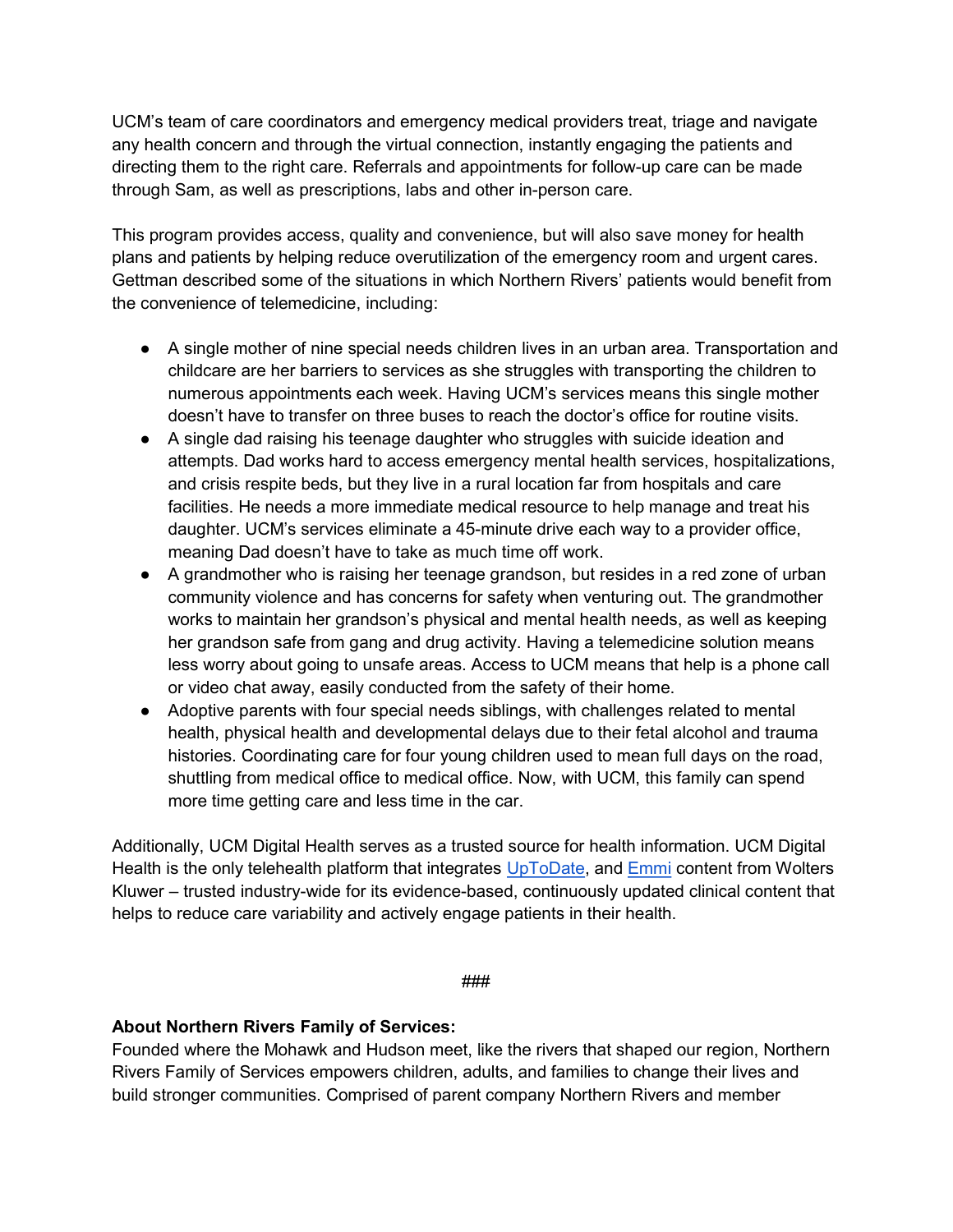UCM's team of care coordinators and emergency medical providers treat, triage and navigate any health concern and through the virtual connection, instantly engaging the patients and directing them to the right care. Referrals and appointments for follow-up care can be made through Sam, as well as prescriptions, labs and other in-person care.

This program provides access, quality and convenience, but will also save money for health plans and patients by helping reduce overutilization of the emergency room and urgent cares. Gettman described some of the situations in which Northern Rivers' patients would benefit from the convenience of telemedicine, including:

- A single mother of nine special needs children lives in an urban area. Transportation and childcare are her barriers to services as she struggles with transporting the children to numerous appointments each week. Having UCM's services means this single mother doesn't have to transfer on three buses to reach the doctor's office for routine visits.
- A single dad raising his teenage daughter who struggles with suicide ideation and attempts. Dad works hard to access emergency mental health services, hospitalizations, and crisis respite beds, but they live in a rural location far from hospitals and care facilities. He needs a more immediate medical resource to help manage and treat his daughter. UCM's services eliminate a 45-minute drive each way to a provider office, meaning Dad doesn't have to take as much time off work.
- A grandmother who is raising her teenage grandson, but resides in a red zone of urban community violence and has concerns for safety when venturing out. The grandmother works to maintain her grandson's physical and mental health needs, as well as keeping her grandson safe from gang and drug activity. Having a telemedicine solution means less worry about going to unsafe areas. Access to UCM means that help is a phone call or video chat away, easily conducted from the safety of their home.
- Adoptive parents with four special needs siblings, with challenges related to mental health, physical health and developmental delays due to their fetal alcohol and trauma histories. Coordinating care for four young children used to mean full days on the road, shuttling from medical office to medical office. Now, with UCM, this family can spend more time getting care and less time in the car.

Additionally, UCM Digital Health serves as a trusted source for health information. UCM Digital Health is the only telehealth platform that integrates UpToDate, and Emmi content from Wolters Kluwer – trusted industry-wide for its evidence-based, continuously updated clinical content that helps to reduce care variability and actively engage patients in their health.

###

**About Northern Rivers Family of Services:**
Founded where the Mohawk and Hudson meet, like the rivers that shaped our region, Northern Rivers Family of Services empowers children, adults, and families to change their lives and build stronger communities. Comprised of parent company Northern Rivers and member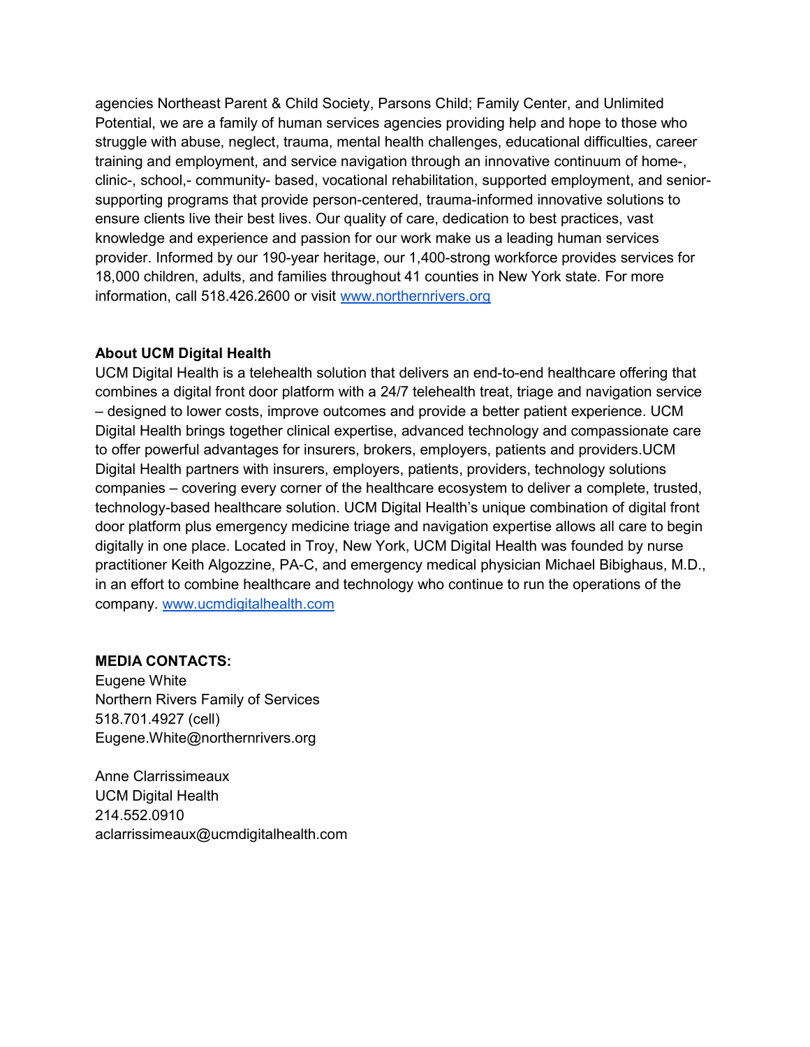agencies Northeast Parent & Child Society, Parsons Child; Family Center, and Unlimited Potential, we are a family of human services agencies providing help and hope to those who struggle with abuse, neglect, trauma, mental health challenges, educational difficulties, career training and employment, and service navigation through an innovative continuum of home-, clinic-, school,- community- based, vocational rehabilitation, supported employment, and senior-supporting programs that provide person-centered, trauma-informed innovative solutions to ensure clients live their best lives. Our quality of care, dedication to best practices, vast knowledge and experience and passion for our work make us a leading human services provider. Informed by our 190-year heritage, our 1,400-strong workforce provides services for 18,000 children, adults, and families throughout 41 counties in New York state. For more information, call 518.426.2600 or visit [www.northernrivers.org](http://www.northernrivers.org)

**About UCM Digital Health**

UCM Digital Health is a telehealth solution that delivers an end-to-end healthcare offering that combines a digital front door platform with a 24/7 telehealth treat, triage and navigation service – designed to lower costs, improve outcomes and provide a better patient experience. UCM Digital Health brings together clinical expertise, advanced technology and compassionate care to offer powerful advantages for insurers, brokers, employers, patients and providers.UCM Digital Health partners with insurers, employers, patients, providers, technology solutions companies – covering every corner of the healthcare ecosystem to deliver a complete, trusted, technology-based healthcare solution. UCM Digital Health's unique combination of digital front door platform plus emergency medicine triage and navigation expertise allows all care to begin digitally in one place. Located in Troy, New York, UCM Digital Health was founded by nurse practitioner Keith Algozzine, PA-C, and emergency medical physician Michael Bibighaus, M.D., in an effort to combine healthcare and technology who continue to run the operations of the company. [www.ucmdigitalhealth.com](http://www.ucmdigitalhealth.com)

**MEDIA CONTACTS:**

Eugene White
Northern Rivers Family of Services
518.701.4927 (cell)
Eugene.White@northernrivers.org

Anne Clarrissimeaux
UCM Digital Health
214.552.0910
aclarrissimeaux@ucmdigitalhealth.com